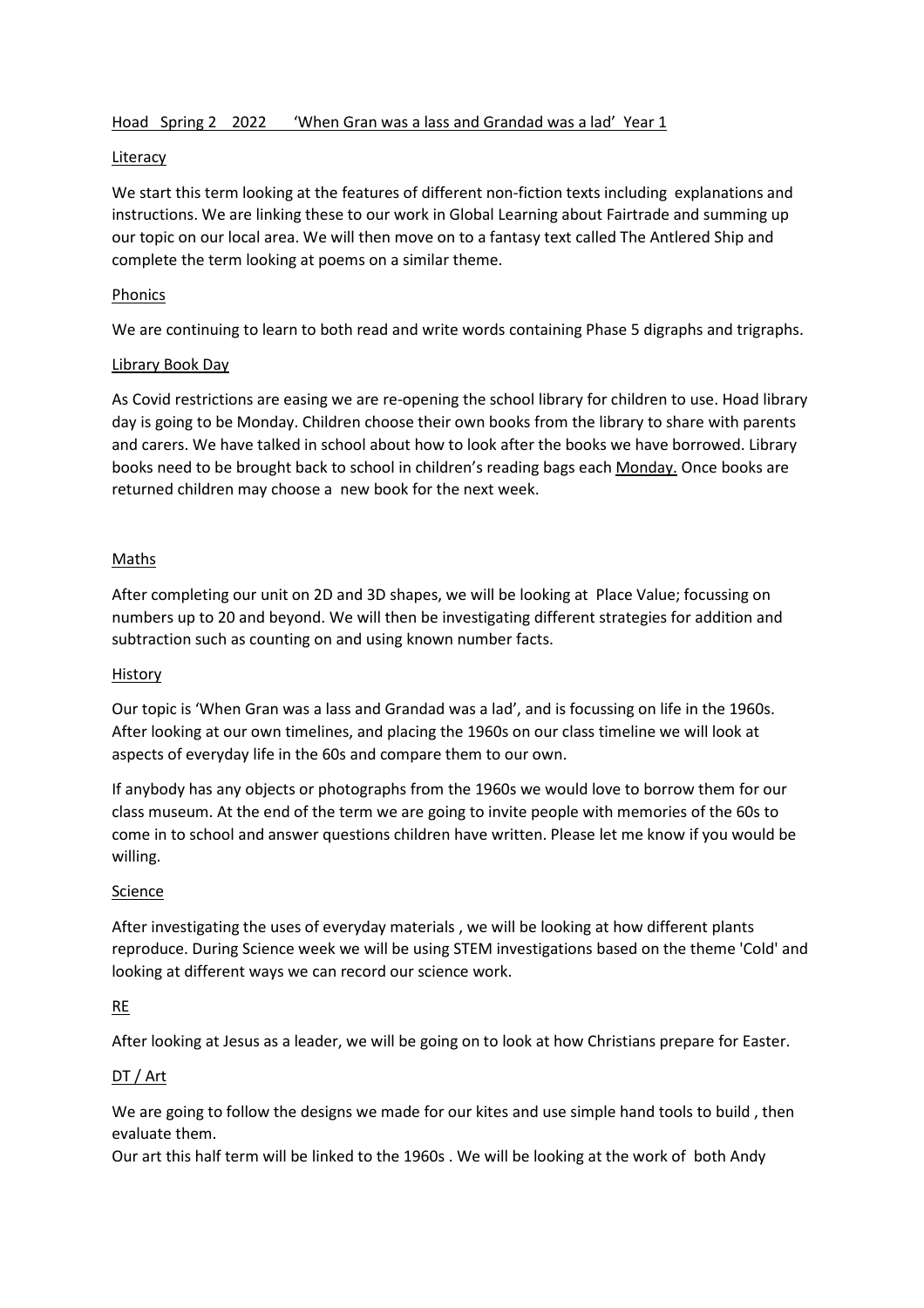# Hoad Spring 2 2022 'When Gran was a lass and Grandad was a lad' Year 1

## Literacy

We start this term looking at the features of different non-fiction texts including explanations and instructions. We are linking these to our work in Global Learning about Fairtrade and summing up our topic on our local area. We will then move on to a fantasy text called The Antlered Ship and complete the term looking at poems on a similar theme.

## Phonics

We are continuing to learn to both read and write words containing Phase 5 digraphs and trigraphs.

## Library Book Day

As Covid restrictions are easing we are re-opening the school library for children to use. Hoad library day is going to be Monday. Children choose their own books from the library to share with parents and carers. We have talked in school about how to look after the books we have borrowed. Library books need to be brought back to school in children's reading bags each Monday. Once books are returned children may choose a new book for the next week.

## Maths

After completing our unit on 2D and 3D shapes, we will be looking at Place Value; focussing on numbers up to 20 and beyond. We will then be investigating different strategies for addition and subtraction such as counting on and using known number facts.

## History

Our topic is 'When Gran was a lass and Grandad was a lad', and is focussing on life in the 1960s. After looking at our own timelines, and placing the 1960s on our class timeline we will look at aspects of everyday life in the 60s and compare them to our own.

If anybody has any objects or photographs from the 1960s we would love to borrow them for our class museum. At the end of the term we are going to invite people with memories of the 60s to come in to school and answer questions children have written. Please let me know if you would be willing.

## Science

After investigating the uses of everyday materials , we will be looking at how different plants reproduce. During Science week we will be using STEM investigations based on the theme 'Cold' and looking at different ways we can record our science work.

## RE

After looking at Jesus as a leader, we will be going on to look at how Christians prepare for Easter.

## DT / Art

We are going to follow the designs we made for our kites and use simple hand tools to build , then evaluate them.

Our art this half term will be linked to the 1960s . We will be looking at the work of both Andy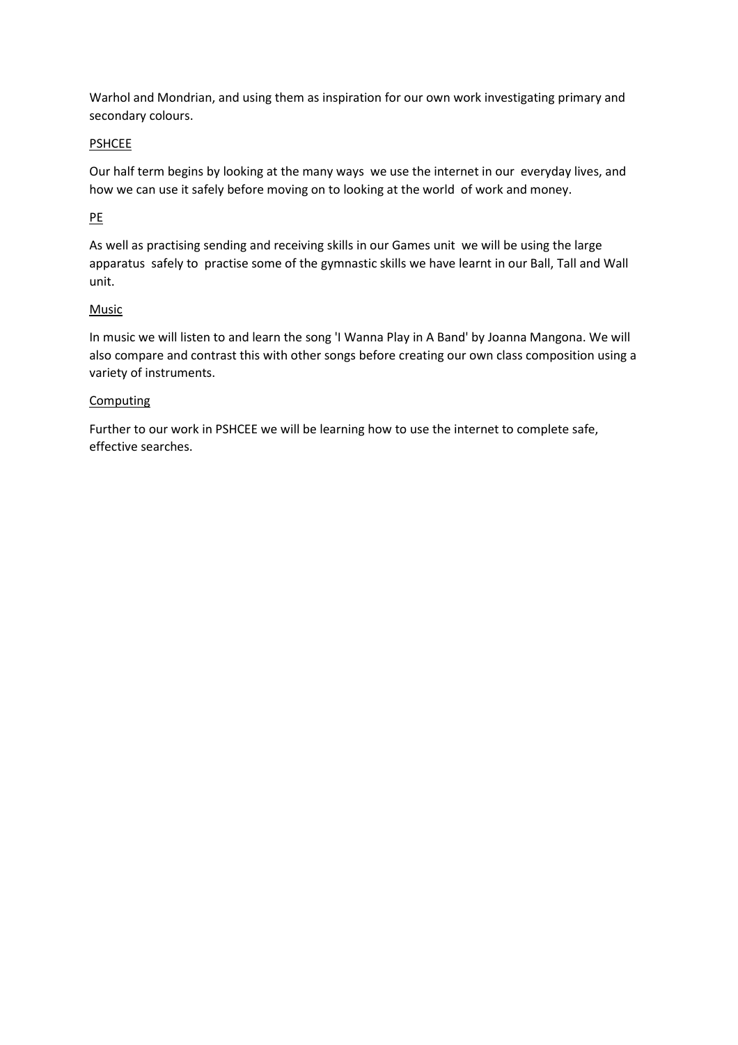Warhol and Mondrian, and using them as inspiration for our own work investigating primary and secondary colours.

## PSHCEE

Our half term begins by looking at the many ways we use the internet in our everyday lives, and how we can use it safely before moving on to looking at the world of work and money.

## PE

As well as practising sending and receiving skills in our Games unit we will be using the large apparatus safely to practise some of the gymnastic skills we have learnt in our Ball, Tall and Wall unit.

## Music

In music we will listen to and learn the song 'I Wanna Play in A Band' by Joanna Mangona. We will also compare and contrast this with other songs before creating our own class composition using a variety of instruments.

## Computing

Further to our work in PSHCEE we will be learning how to use the internet to complete safe, effective searches.